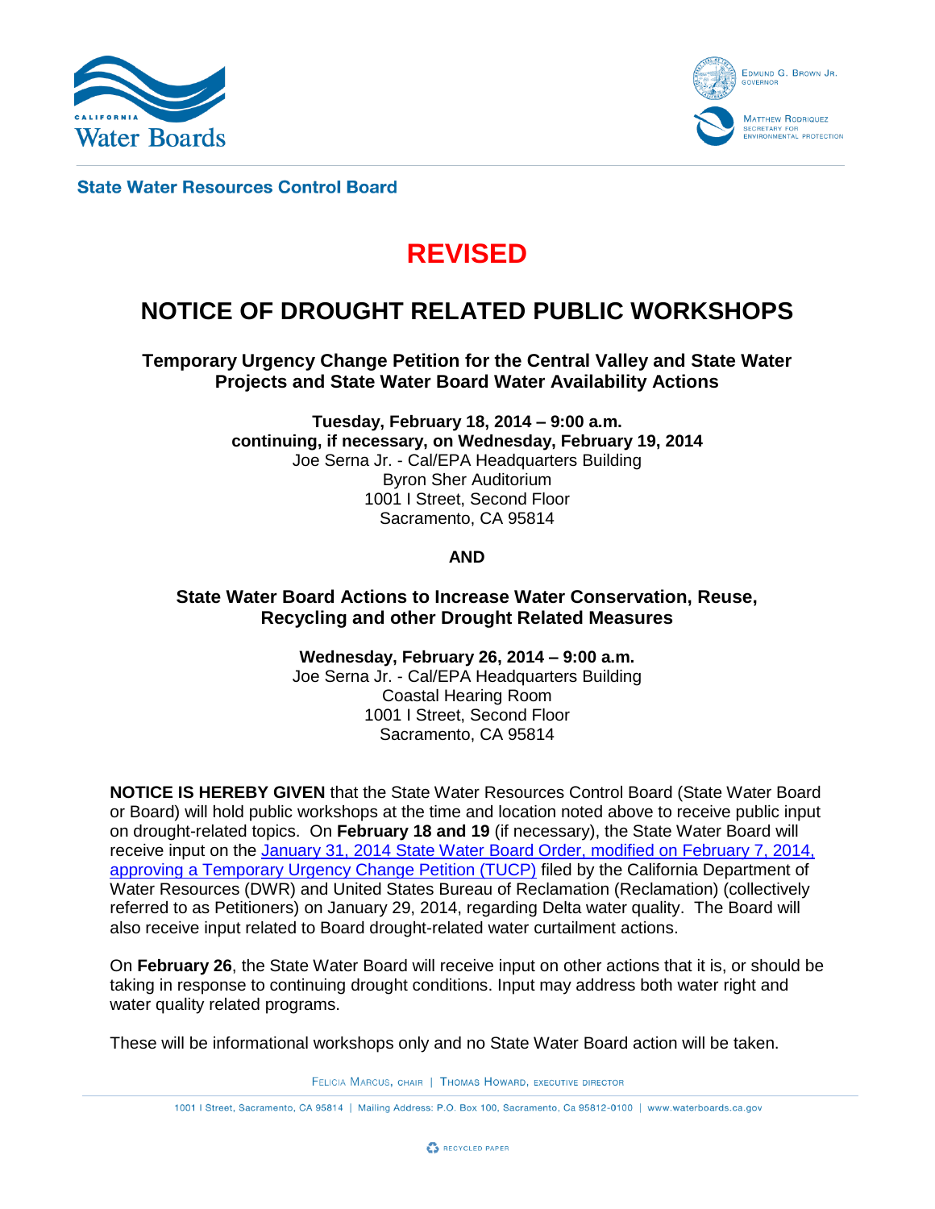**State Water Resources Control Board**

# REVISED

# NOTICE OF DROUGHT RELATED PUBLIC WORKSHOPS

**Temporary Urgency Change Petition for the Central Valley and State Water Projects and State Water Board Water Availability Actions**

**Tuesday, February 18, 2014 – 9:00 a.m.**
**continuing, if necessary, on Wednesday, February 19, 2014**
Joe Serna Jr. - Cal/EPA Headquarters Building
Byron Sher Auditorium
1001 I Street, Second Floor
Sacramento, CA 95814

**AND**

**State Water Board Actions to Increase Water Conservation, Reuse, Recycling and other Drought Related Measures**

**Wednesday, February 26, 2014 – 9:00 a.m.**
Joe Serna Jr. - Cal/EPA Headquarters Building
Coastal Hearing Room
1001 I Street, Second Floor
Sacramento, CA 95814

**NOTICE IS HEREBY GIVEN** that the State Water Resources Control Board (State Water Board or Board) will hold public workshops at the time and location noted above to receive public input on drought-related topics. On **February 18 and 19** (if necessary), the State Water Board will receive input on the January 31, 2014 State Water Board Order, modified on February 7, 2014, approving a Temporary Urgency Change Petition (TUCP) filed by the California Department of Water Resources (DWR) and United States Bureau of Reclamation (Reclamation) (collectively referred to as Petitioners) on January 29, 2014, regarding Delta water quality. The Board will also receive input related to Board drought-related water curtailment actions.

On **February 26**, the State Water Board will receive input on other actions that it is, or should be taking in response to continuing drought conditions. Input may address both water right and water quality related programs.

These will be informational workshops only and no State Water Board action will be taken.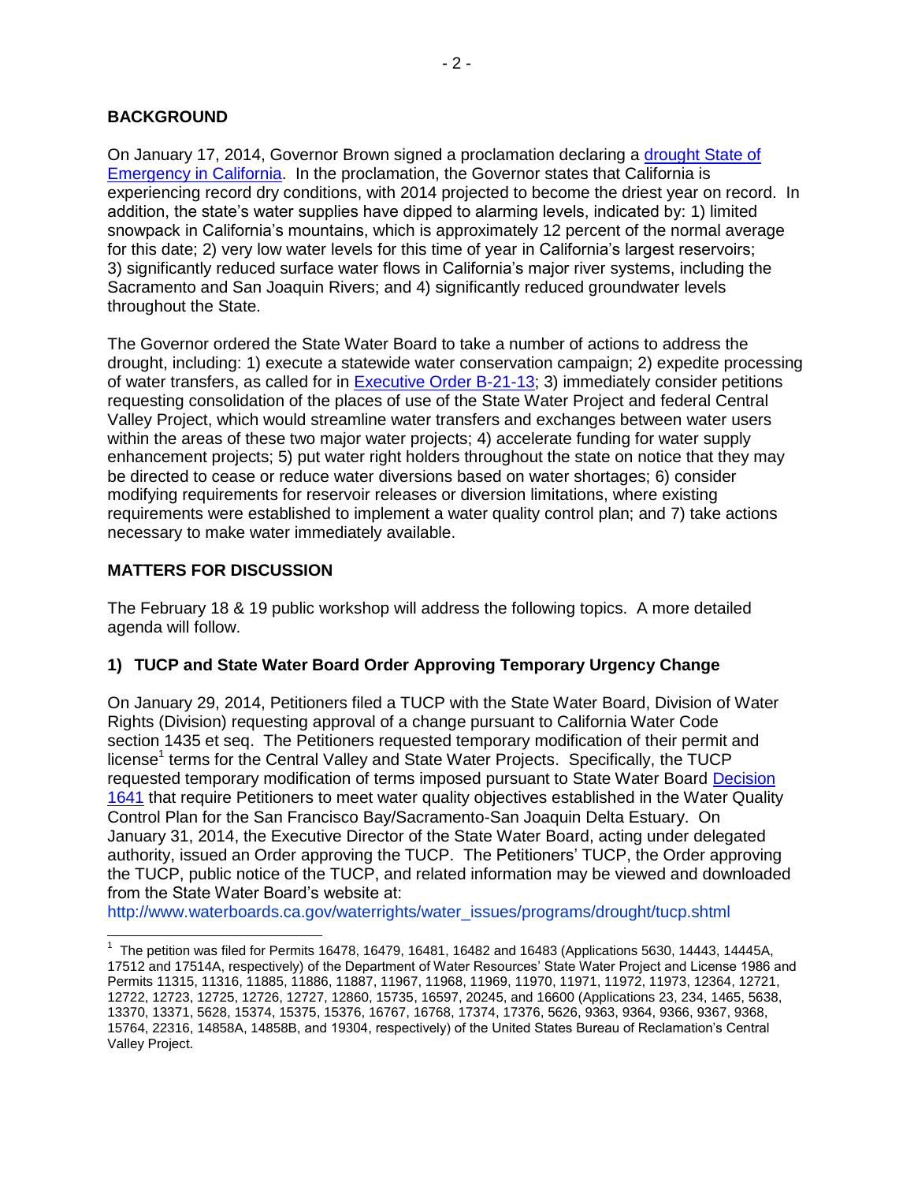## BACKGROUND

On January 17, 2014, Governor Brown signed a proclamation declaring a drought State of Emergency in California. In the proclamation, the Governor states that California is experiencing record dry conditions, with 2014 projected to become the driest year on record. In addition, the state's water supplies have dipped to alarming levels, indicated by: 1) limited snowpack in California's mountains, which is approximately 12 percent of the normal average for this date; 2) very low water levels for this time of year in California's largest reservoirs; 3) significantly reduced surface water flows in California's major river systems, including the Sacramento and San Joaquin Rivers; and 4) significantly reduced groundwater levels throughout the State.

The Governor ordered the State Water Board to take a number of actions to address the drought, including: 1) execute a statewide water conservation campaign; 2) expedite processing of water transfers, as called for in Executive Order B-21-13; 3) immediately consider petitions requesting consolidation of the places of use of the State Water Project and federal Central Valley Project, which would streamline water transfers and exchanges between water users within the areas of these two major water projects; 4) accelerate funding for water supply enhancement projects; 5) put water right holders throughout the state on notice that they may be directed to cease or reduce water diversions based on water shortages; 6) consider modifying requirements for reservoir releases or diversion limitations, where existing requirements were established to implement a water quality control plan; and 7) take actions necessary to make water immediately available.

## MATTERS FOR DISCUSSION

The February 18 & 19 public workshop will address the following topics. A more detailed agenda will follow.

### 1) TUCP and State Water Board Order Approving Temporary Urgency Change

On January 29, 2014, Petitioners filed a TUCP with the State Water Board, Division of Water Rights (Division) requesting approval of a change pursuant to California Water Code section 1435 et seq. The Petitioners requested temporary modification of their permit and license[1] terms for the Central Valley and State Water Projects. Specifically, the TUCP requested temporary modification of terms imposed pursuant to State Water Board Decision 1641 that require Petitioners to meet water quality objectives established in the Water Quality Control Plan for the San Francisco Bay/Sacramento-San Joaquin Delta Estuary. On January 31, 2014, the Executive Director of the State Water Board, acting under delegated authority, issued an Order approving the TUCP. The Petitioners' TUCP, the Order approving the TUCP, public notice of the TUCP, and related information may be viewed and downloaded from the State Water Board's website at:
http://www.waterboards.ca.gov/waterrights/water_issues/programs/drought/tucp.shtml

---

[1] The petition was filed for Permits 16478, 16479, 16481, 16482 and 16483 (Applications 5630, 14443, 14445A, 17512 and 17514A, respectively) of the Department of Water Resources' State Water Project and License 1986 and Permits 11315, 11316, 11885, 11886, 11887, 11967, 11968, 11969, 11970, 11971, 11972, 11973, 12364, 12721, 12722, 12723, 12725, 12726, 12727, 12860, 15735, 16597, 20245, and 16600 (Applications 23, 234, 1465, 5638, 13370, 13371, 5628, 15374, 15375, 15376, 16767, 16768, 17374, 17376, 5626, 9363, 9364, 9366, 9367, 9368, 15764, 22316, 14858A, 14858B, and 19304, respectively) of the United States Bureau of Reclamation's Central Valley Project.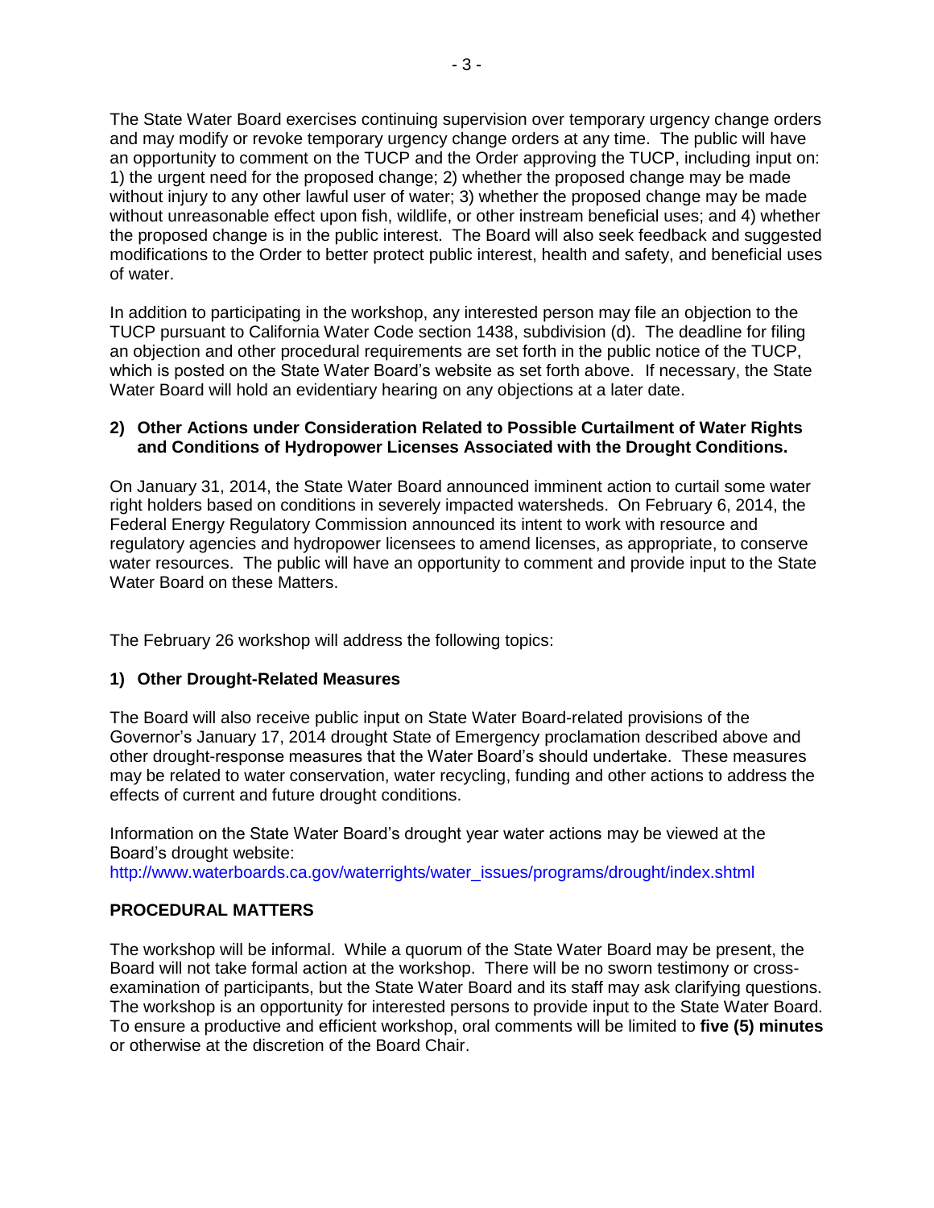The State Water Board exercises continuing supervision over temporary urgency change orders and may modify or revoke temporary urgency change orders at any time. The public will have an opportunity to comment on the TUCP and the Order approving the TUCP, including input on: 1) the urgent need for the proposed change; 2) whether the proposed change may be made without injury to any other lawful user of water; 3) whether the proposed change may be made without unreasonable effect upon fish, wildlife, or other instream beneficial uses; and 4) whether the proposed change is in the public interest. The Board will also seek feedback and suggested modifications to the Order to better protect public interest, health and safety, and beneficial uses of water.

In addition to participating in the workshop, any interested person may file an objection to the TUCP pursuant to California Water Code section 1438, subdivision (d). The deadline for filing an objection and other procedural requirements are set forth in the public notice of the TUCP, which is posted on the State Water Board's website as set forth above. If necessary, the State Water Board will hold an evidentiary hearing on any objections at a later date.

**2) Other Actions under Consideration Related to Possible Curtailment of Water Rights and Conditions of Hydropower Licenses Associated with the Drought Conditions.**

On January 31, 2014, the State Water Board announced imminent action to curtail some water right holders based on conditions in severely impacted watersheds. On February 6, 2014, the Federal Energy Regulatory Commission announced its intent to work with resource and regulatory agencies and hydropower licensees to amend licenses, as appropriate, to conserve water resources. The public will have an opportunity to comment and provide input to the State Water Board on these Matters.

The February 26 workshop will address the following topics:

**1) Other Drought-Related Measures**

The Board will also receive public input on State Water Board-related provisions of the Governor's January 17, 2014 drought State of Emergency proclamation described above and other drought-response measures that the Water Board's should undertake. These measures may be related to water conservation, water recycling, funding and other actions to address the effects of current and future drought conditions.

Information on the State Water Board's drought year water actions may be viewed at the Board's drought website:
http://www.waterboards.ca.gov/waterrights/water_issues/programs/drought/index.shtml

**PROCEDURAL MATTERS**

The workshop will be informal. While a quorum of the State Water Board may be present, the Board will not take formal action at the workshop. There will be no sworn testimony or cross-examination of participants, but the State Water Board and its staff may ask clarifying questions. The workshop is an opportunity for interested persons to provide input to the State Water Board. To ensure a productive and efficient workshop, oral comments will be limited to **five (5) minutes** or otherwise at the discretion of the Board Chair.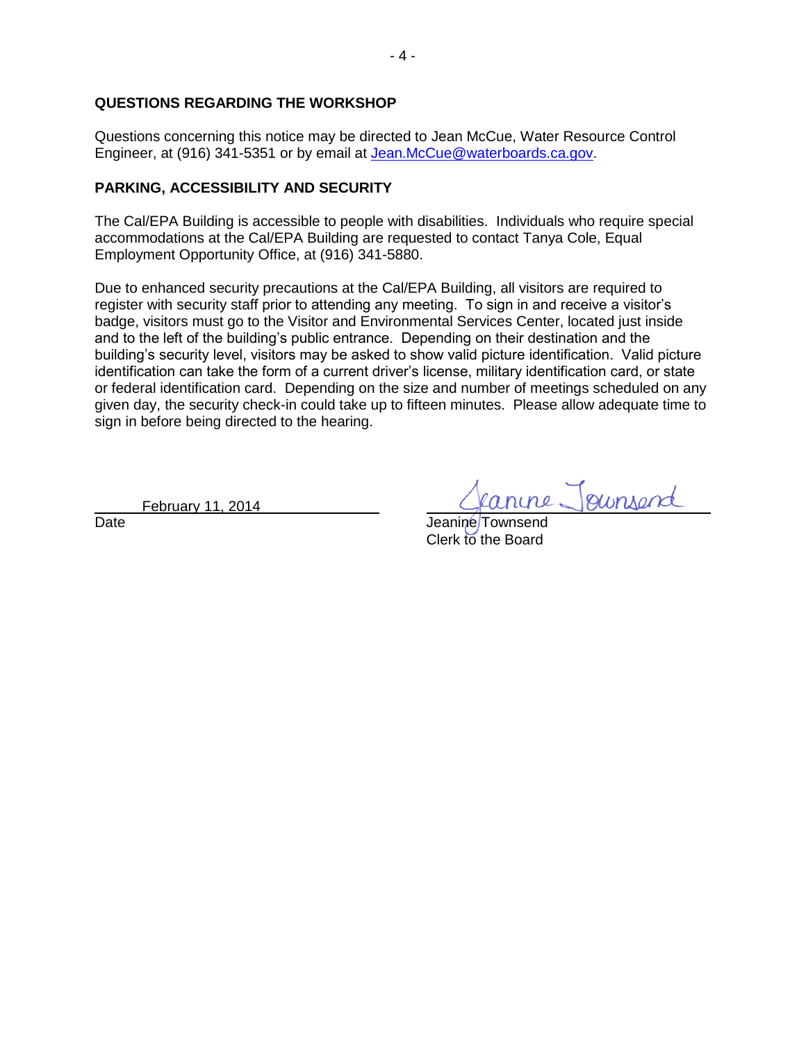**QUESTIONS REGARDING THE WORKSHOP**

Questions concerning this notice may be directed to Jean McCue, Water Resource Control Engineer, at (916) 341-5351 or by email at Jean.McCue@waterboards.ca.gov.

**PARKING, ACCESSIBILITY AND SECURITY**

The Cal/EPA Building is accessible to people with disabilities. Individuals who require special accommodations at the Cal/EPA Building are requested to contact Tanya Cole, Equal Employment Opportunity Office, at (916) 341-5880.

Due to enhanced security precautions at the Cal/EPA Building, all visitors are required to register with security staff prior to attending any meeting. To sign in and receive a visitor's badge, visitors must go to the Visitor and Environmental Services Center, located just inside and to the left of the building's public entrance. Depending on their destination and the building's security level, visitors may be asked to show valid picture identification. Valid picture identification can take the form of a current driver's license, military identification card, or state or federal identification card. Depending on the size and number of meetings scheduled on any given day, the security check-in could take up to fifteen minutes. Please allow adequate time to sign in before being directed to the hearing.

February 11, 2014
Date

Jeanine Townsend
Jeanine Townsend
Clerk to the Board